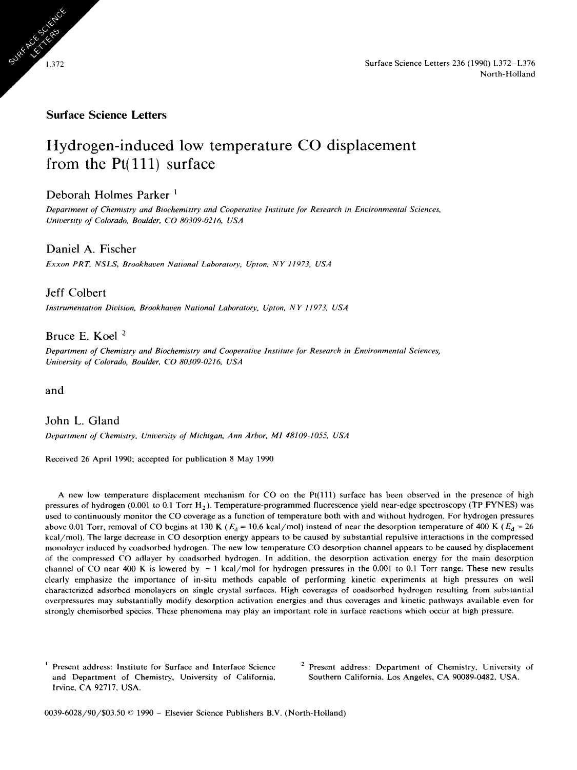**Surface Science Letters**

# Hydrogen-induced low temperature CO displacement from the Pt(111) surface

Deborah Holmes Parker [1]

*Department of Chemistry and Biochemistry and Cooperative Institute for Research in Environmental Sciences, University of Colorado, Boulder, CO 80309-0216, USA*

Daniel A. Fischer

*Exxon PRT, NSLS, Brookhaven National Laboratory, Upton, NY 11973, USA*

Jeff Colbert

*Instrumentation Division, Brookhaven National Laboratory, Upton, NY 11973, USA*

Bruce E. Koel [2]

*Department of Chemistry and Biochemistry and Cooperative Institute for Research in Environmental Sciences, University of Colorado, Boulder, CO 80309-0216, USA*

and

John L. Gland

*Department of Chemistry, University of Michigan, Ann Arbor, MI 48109-1055, USA*

Received 26 April 1990; accepted for publication 8 May 1990

A new low temperature displacement mechanism for CO on the Pt(111) surface has been observed in the presence of high pressures of hydrogen (0.001 to 0.1 Torr $H_2$). Temperature-programmed fluorescence yield near-edge spectroscopy (TP FYNES) was used to continuously monitor the CO coverage as a function of temperature both with and without hydrogen. For hydrogen pressures above 0.01 Torr, removal of CO begins at 130 K ($E_d = 10.6$ kcal/mol) instead of near the desorption temperature of 400 K ($E_d = 26$ kcal/mol). The large decrease in CO desorption energy appears to be caused by substantial repulsive interactions in the compressed monolayer induced by coadsorbed hydrogen. The new low temperature CO desorption channel appears to be caused by displacement of the compressed CO adlayer by coadsorbed hydrogen. In addition, the desorption activation energy for the main desorption channel of CO near 400 K is lowered by ~1 kcal/mol for hydrogen pressures in the 0.001 to 0.1 Torr range. These new results clearly emphasize the importance of in-situ methods capable of performing kinetic experiments at high pressures on well characterized adsorbed monolayers on single crystal surfaces. High coverages of coadsorbed hydrogen from substantial overpressures may substantially modify desorption activation energies and thus coverages and kinetic pathways available even for strongly chemisorbed species. These phenomena may play an important role in surface reactions which occur at high pressure.

---

[1] Present address: Institute for Surface and Interface Science and Department of Chemistry, University of California, Irvine, CA 92717, USA.

[2] Present address: Department of Chemistry, University of Southern California, Los Angeles, CA 90089-0482, USA.

0039-6028/90/$03.50 © 1990 – Elsevier Science Publishers B.V. (North-Holland)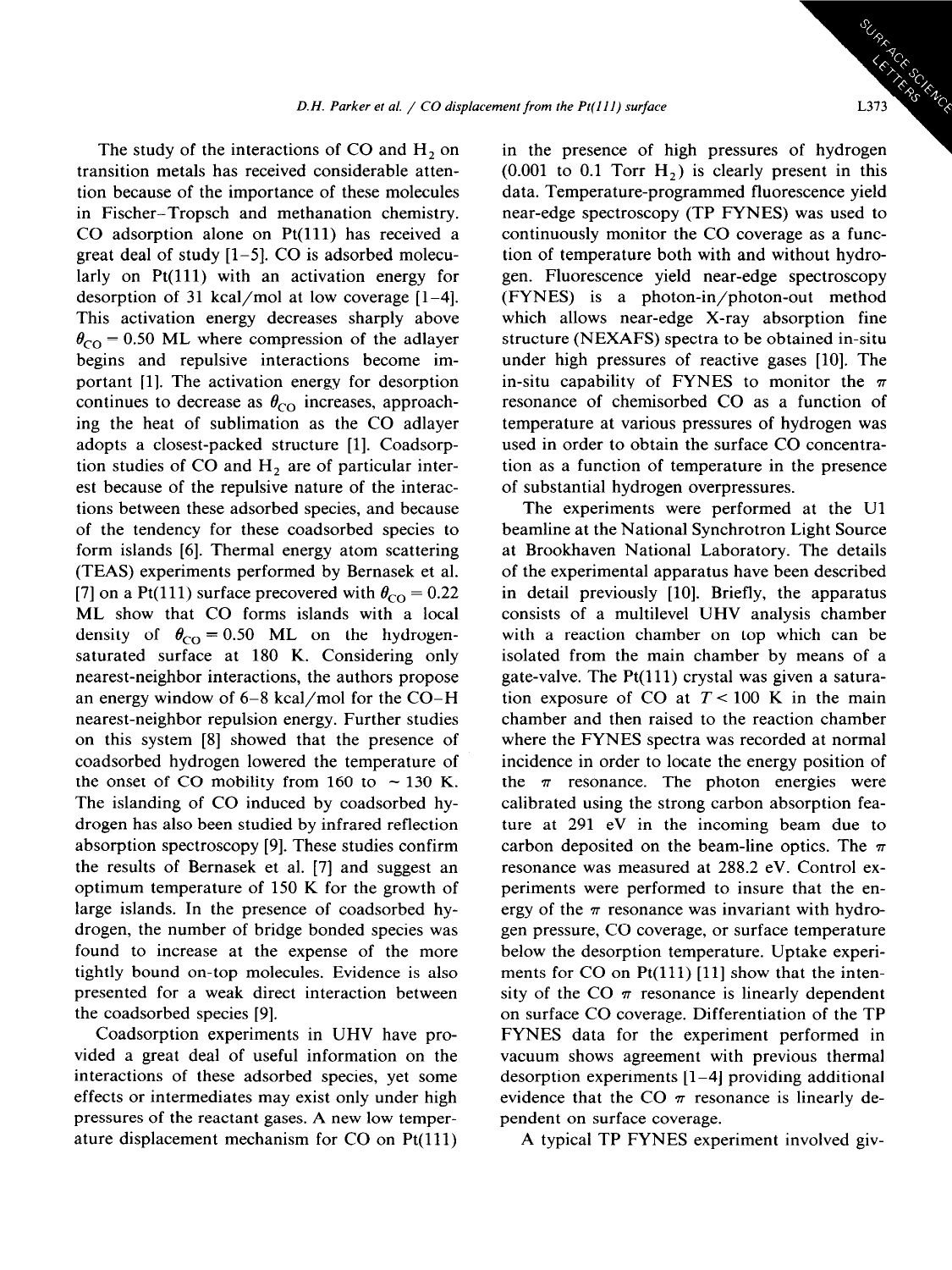The study of the interactions of CO and $H_2$ on transition metals has received considerable attention because of the importance of these molecules in Fischer–Tropsch and methanation chemistry. CO adsorption alone on Pt(111) has received a great deal of study [1–5]. CO is adsorbed molecularly on Pt(111) with an activation energy for desorption of 31 kcal/mol at low coverage [1–4]. This activation energy decreases sharply above $\theta_{CO} = 0.50$ ML where compression of the adlayer begins and repulsive interactions become important [1]. The activation energy for desorption continues to decrease as $\theta_{CO}$ increases, approaching the heat of sublimation as the CO adlayer adopts a closest-packed structure [1]. Coadsorption studies of CO and $H_2$ are of particular interest because of the repulsive nature of the interactions between these adsorbed species, and because of the tendency for these coadsorbed species to form islands [6]. Thermal energy atom scattering (TEAS) experiments performed by Bernasek et al. [7] on a Pt(111) surface precovered with $\theta_{CO} = 0.22$ ML show that CO forms islands with a local density of $\theta_{CO} = 0.50$ ML on the hydrogen-saturated surface at 180 K. Considering only nearest-neighbor interactions, the authors propose an energy window of 6–8 kcal/mol for the CO–H nearest-neighbor repulsion energy. Further studies on this system [8] showed that the presence of coadsorbed hydrogen lowered the temperature of the onset of CO mobility from 160 to ~ 130 K. The islanding of CO induced by coadsorbed hydrogen has also been studied by infrared reflection absorption spectroscopy [9]. These studies confirm the results of Bernasek et al. [7] and suggest an optimum temperature of 150 K for the growth of large islands. In the presence of coadsorbed hydrogen, the number of bridge bonded species was found to increase at the expense of the more tightly bound on-top molecules. Evidence is also presented for a weak direct interaction between the coadsorbed species [9].

Coadsorption experiments in UHV have provided a great deal of useful information on the interactions of these adsorbed species, yet some effects or intermediates may exist only under high pressures of the reactant gases. A new low temperature displacement mechanism for CO on Pt(111) in the presence of high pressures of hydrogen (0.001 to 0.1 Torr $H_2$) is clearly present in this data. Temperature-programmed fluorescence yield near-edge spectroscopy (TP FYNES) was used to continuously monitor the CO coverage as a function of temperature both with and without hydrogen. Fluorescence yield near-edge spectroscopy (FYNES) is a photon-in/photon-out method which allows near-edge X-ray absorption fine structure (NEXAFS) spectra to be obtained in-situ under high pressures of reactive gases [10]. The in-situ capability of FYNES to monitor the $\pi$ resonance of chemisorbed CO as a function of temperature at various pressures of hydrogen was used in order to obtain the surface CO concentration as a function of temperature in the presence of substantial hydrogen overpressures.

The experiments were performed at the U1 beamline at the National Synchrotron Light Source at Brookhaven National Laboratory. The details of the experimental apparatus have been described in detail previously [10]. Briefly, the apparatus consists of a multilevel UHV analysis chamber with a reaction chamber on top which can be isolated from the main chamber by means of a gate-valve. The Pt(111) crystal was given a saturation exposure of CO at $T < 100$ K in the main chamber and then raised to the reaction chamber where the FYNES spectra was recorded at normal incidence in order to locate the energy position of the $\pi$ resonance. The photon energies were calibrated using the strong carbon absorption feature at 291 eV in the incoming beam due to carbon deposited on the beam-line optics. The $\pi$ resonance was measured at 288.2 eV. Control experiments were performed to insure that the energy of the $\pi$ resonance was invariant with hydrogen pressure, CO coverage, or surface temperature below the desorption temperature. Uptake experiments for CO on Pt(111) [11] show that the intensity of the CO $\pi$ resonance is linearly dependent on surface CO coverage. Differentiation of the TP FYNES data for the experiment performed in vacuum shows agreement with previous thermal desorption experiments [1–4] providing additional evidence that the CO $\pi$ resonance is linearly dependent on surface coverage.

A typical TP FYNES experiment involved giv-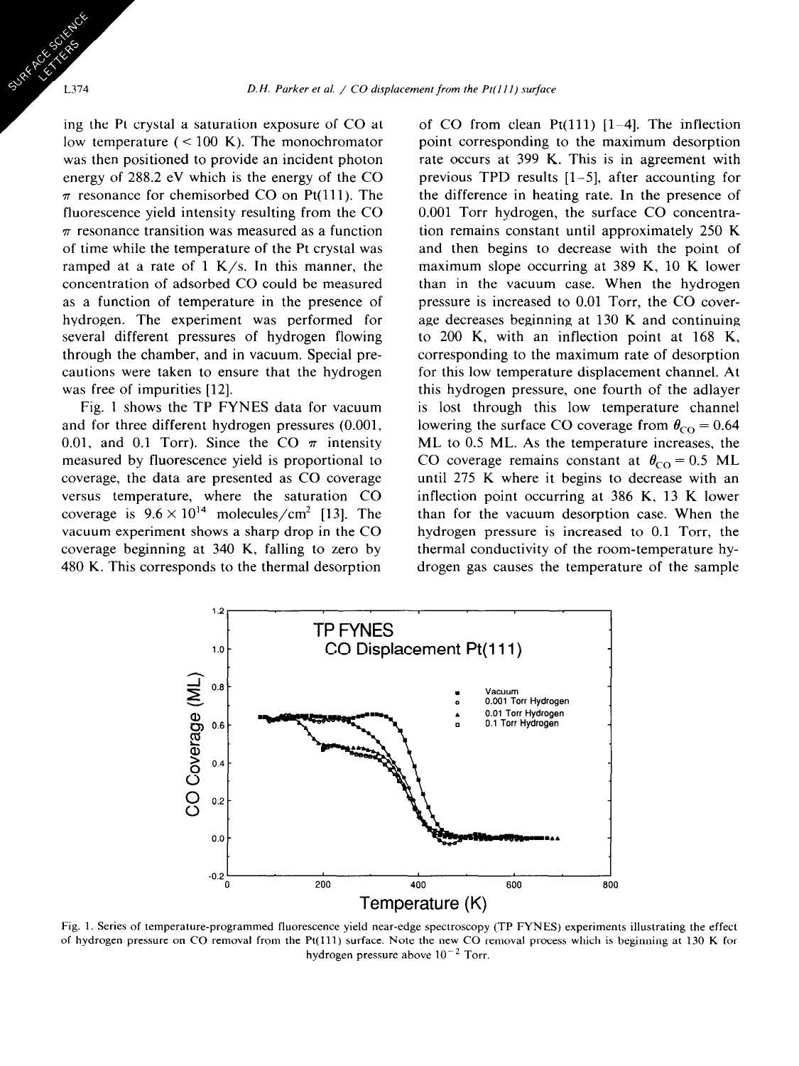ing the Pt crystal a saturation exposure of CO at low temperature (< 100 K). The monochromator was then positioned to provide an incident photon energy of 288.2 eV which is the energy of the CO $\pi$ resonance for chemisorbed CO on Pt(111). The fluorescence yield intensity resulting from the CO $\pi$ resonance transition was measured as a function of time while the temperature of the Pt crystal was ramped at a rate of 1 K/s. In this manner, the concentration of adsorbed CO could be measured as a function of temperature in the presence of hydrogen. The experiment was performed for several different pressures of hydrogen flowing through the chamber, and in vacuum. Special precautions were taken to ensure that the hydrogen was free of impurities [12].

Fig. 1 shows the TP FYNES data for vacuum and for three different hydrogen pressures (0.001, 0.01, and 0.1 Torr). Since the CO $\pi$ intensity measured by fluorescence yield is proportional to coverage, the data are presented as CO coverage versus temperature, where the saturation CO coverage is $9.6 \times 10^{14}$ molecules/cm$^2$ [13]. The vacuum experiment shows a sharp drop in the CO coverage beginning at 340 K, falling to zero by 480 K. This corresponds to the thermal desorption of CO from clean Pt(111) [1–4]. The inflection point corresponding to the maximum desorption rate occurs at 399 K. This is in agreement with previous TPD results [1–5], after accounting for the difference in heating rate. In the presence of 0.001 Torr hydrogen, the surface CO concentration remains constant until approximately 250 K and then begins to decrease with the point of maximum slope occurring at 389 K, 10 K lower than in the vacuum case. When the hydrogen pressure is increased to 0.01 Torr, the CO coverage decreases beginning at 130 K and continuing to 200 K, with an inflection point at 168 K, corresponding to the maximum rate of desorption for this low temperature displacement channel. At this hydrogen pressure, one fourth of the adlayer is lost through this low temperature channel lowering the surface CO coverage from $\theta_{CO} = 0.64$ ML to 0.5 ML. As the temperature increases, the CO coverage remains constant at $\theta_{CO} = 0.5$ ML until 275 K where it begins to decrease with an inflection point occurring at 386 K, 13 K lower than for the vacuum desorption case. When the hydrogen pressure is increased to 0.1 Torr, the thermal conductivity of the room-temperature hydrogen gas causes the temperature of the sample

Fig. 1. Series of temperature-programmed fluorescence yield near-edge spectroscopy (TP FYNES) experiments illustrating the effect of hydrogen pressure on CO removal from the Pt(111) surface. Note the new CO removal process which is beginning at 130 K for hydrogen pressure above $10^{-2}$ Torr.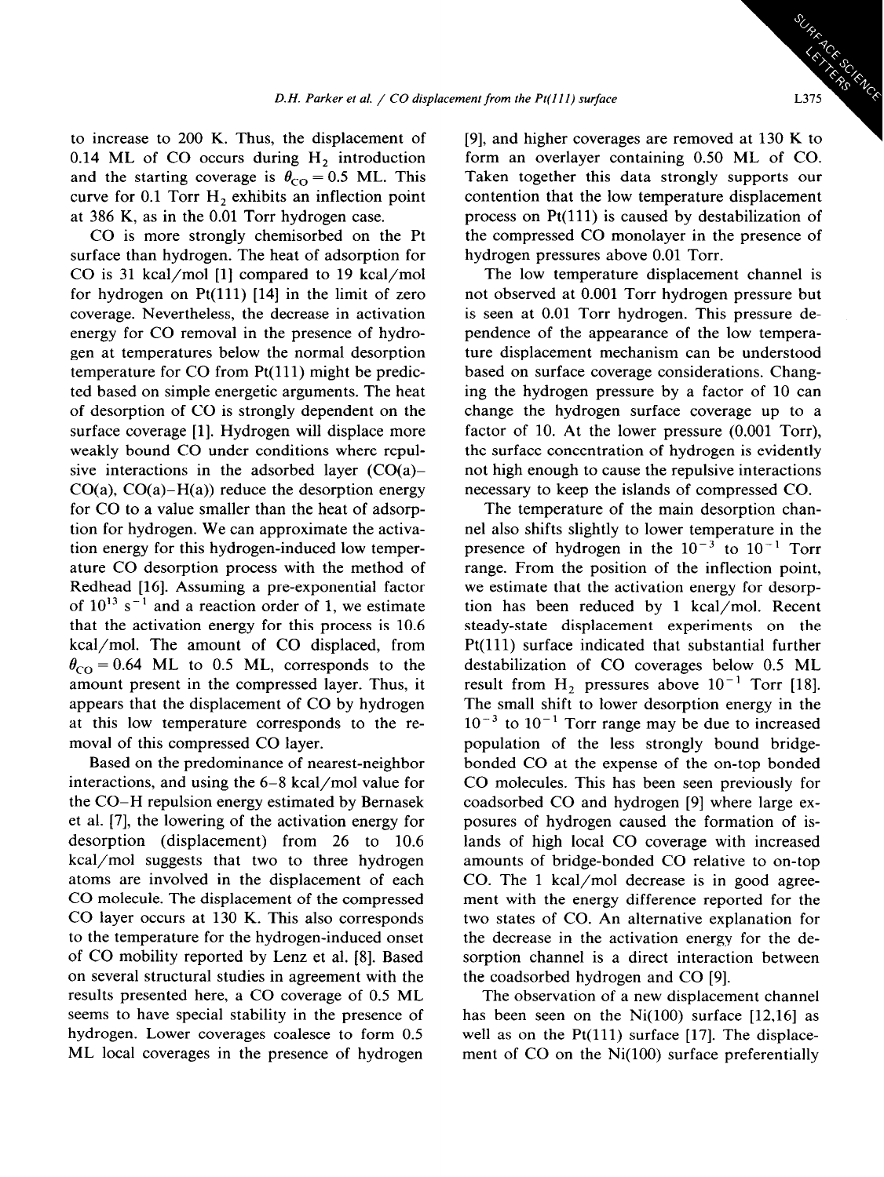to increase to 200 K. Thus, the displacement of 0.14 ML of CO occurs during $H_2$ introduction and the starting coverage is $\theta_{CO} = 0.5$ ML. This curve for 0.1 Torr $H_2$ exhibits an inflection point at 386 K, as in the 0.01 Torr hydrogen case.

CO is more strongly chemisorbed on the Pt surface than hydrogen. The heat of adsorption for CO is 31 kcal/mol [1] compared to 19 kcal/mol for hydrogen on Pt(111) [14] in the limit of zero coverage. Nevertheless, the decrease in activation energy for CO removal in the presence of hydrogen at temperatures below the normal desorption temperature for CO from Pt(111) might be predicted based on simple energetic arguments. The heat of desorption of CO is strongly dependent on the surface coverage [1]. Hydrogen will displace more weakly bound CO under conditions where repulsive interactions in the adsorbed layer (CO(a)–CO(a), CO(a)–H(a)) reduce the desorption energy for CO to a value smaller than the heat of adsorption for hydrogen. We can approximate the activation energy for this hydrogen-induced low temperature CO desorption process with the method of Redhead [16]. Assuming a pre-exponential factor of $10^{13}$ $s^{-1}$ and a reaction order of 1, we estimate that the activation energy for this process is 10.6 kcal/mol. The amount of CO displaced, from $\theta_{CO} = 0.64$ ML to 0.5 ML, corresponds to the amount present in the compressed layer. Thus, it appears that the displacement of CO by hydrogen at this low temperature corresponds to the removal of this compressed CO layer.

Based on the predominance of nearest-neighbor interactions, and using the 6–8 kcal/mol value for the CO–H repulsion energy estimated by Bernasek et al. [7], the lowering of the activation energy for desorption (displacement) from 26 to 10.6 kcal/mol suggests that two to three hydrogen atoms are involved in the displacement of each CO molecule. The displacement of the compressed CO layer occurs at 130 K. This also corresponds to the temperature for the hydrogen-induced onset of CO mobility reported by Lenz et al. [8]. Based on several structural studies in agreement with the results presented here, a CO coverage of 0.5 ML seems to have special stability in the presence of hydrogen. Lower coverages coalesce to form 0.5 ML local coverages in the presence of hydrogen [9], and higher coverages are removed at 130 K to form an overlayer containing 0.50 ML of CO. Taken together this data strongly supports our contention that the low temperature displacement process on Pt(111) is caused by destabilization of the compressed CO monolayer in the presence of hydrogen pressures above 0.01 Torr.

The low temperature displacement channel is not observed at 0.001 Torr hydrogen pressure but is seen at 0.01 Torr hydrogen. This pressure dependence of the appearance of the low temperature displacement mechanism can be understood based on surface coverage considerations. Changing the hydrogen pressure by a factor of 10 can change the hydrogen surface coverage up to a factor of 10. At the lower pressure (0.001 Torr), the surface concentration of hydrogen is evidently not high enough to cause the repulsive interactions necessary to keep the islands of compressed CO.

The temperature of the main desorption channel also shifts slightly to lower temperature in the presence of hydrogen in the $10^{-3}$ to $10^{-1}$ Torr range. From the position of the inflection point, we estimate that the activation energy for desorption has been reduced by 1 kcal/mol. Recent steady-state displacement experiments on the Pt(111) surface indicated that substantial further destabilization of CO coverages below 0.5 ML result from $H_2$ pressures above $10^{-1}$ Torr [18]. The small shift to lower desorption energy in the $10^{-3}$ to $10^{-1}$ Torr range may be due to increased population of the less strongly bound bridge-bonded CO at the expense of the on-top bonded CO molecules. This has been seen previously for coadsorbed CO and hydrogen [9] where large exposures of hydrogen caused the formation of islands of high local CO coverage with increased amounts of bridge-bonded CO relative to on-top CO. The 1 kcal/mol decrease is in good agreement with the energy difference reported for the two states of CO. An alternative explanation for the decrease in the activation energy for the desorption channel is a direct interaction between the coadsorbed hydrogen and CO [9].

The observation of a new displacement channel has been seen on the Ni(100) surface [12,16] as well as on the Pt(111) surface [17]. The displacement of CO on the Ni(100) surface preferentially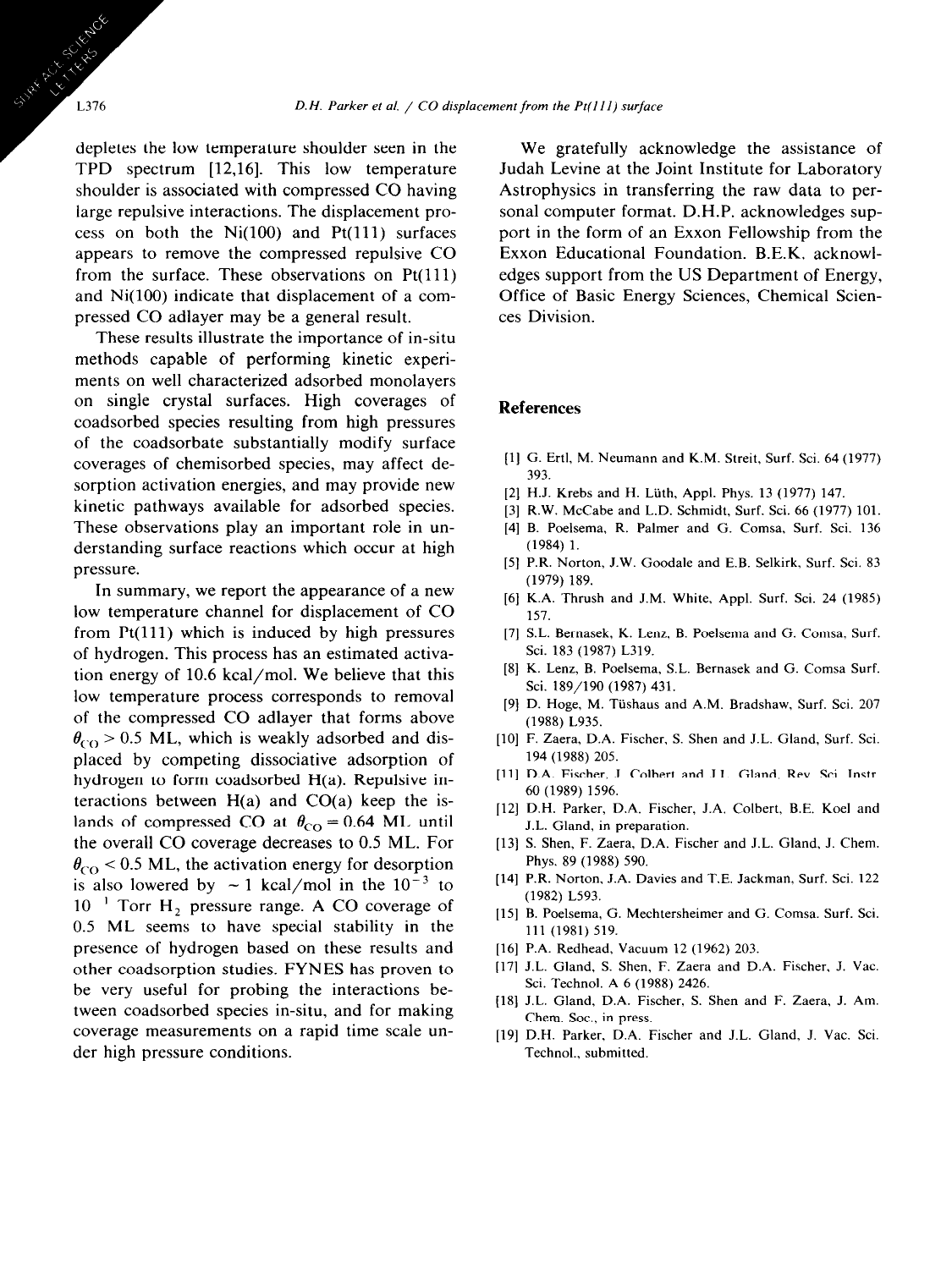depletes the low temperature shoulder seen in the TPD spectrum [12,16]. This low temperature shoulder is associated with compressed CO having large repulsive interactions. The displacement process on both the Ni(100) and Pt(111) surfaces appears to remove the compressed repulsive CO from the surface. These observations on Pt(111) and Ni(100) indicate that displacement of a compressed CO adlayer may be a general result.

These results illustrate the importance of in-situ methods capable of performing kinetic experiments on well characterized adsorbed monolayers on single crystal surfaces. High coverages of coadsorbed species resulting from high pressures of the coadsorbate substantially modify surface coverages of chemisorbed species, may affect desorption activation energies, and may provide new kinetic pathways available for adsorbed species. These observations play an important role in understanding surface reactions which occur at high pressure.

In summary, we report the appearance of a new low temperature channel for displacement of CO from Pt(111) which is induced by high pressures of hydrogen. This process has an estimated activation energy of 10.6 kcal/mol. We believe that this low temperature process corresponds to removal of the compressed CO adlayer that forms above $\theta_{CO} > 0.5$ ML, which is weakly adsorbed and displaced by competing dissociative adsorption of hydrogen to form coadsorbed H(a). Repulsive interactions between H(a) and CO(a) keep the islands of compressed CO at $\theta_{CO} = 0.64$ ML until the overall CO coverage decreases to 0.5 ML. For $\theta_{CO} < 0.5$ ML, the activation energy for desorption is also lowered by $\sim 1$ kcal/mol in the $10^{-3}$ to $10^{-1}$ Torr $H_2$ pressure range. A CO coverage of 0.5 ML seems to have special stability in the presence of hydrogen based on these results and other coadsorption studies. FYNES has proven to be very useful for probing the interactions between coadsorbed species in-situ, and for making coverage measurements on a rapid time scale under high pressure conditions.

We gratefully acknowledge the assistance of Judah Levine at the Joint Institute for Laboratory Astrophysics in transferring the raw data to personal computer format. D.H.P. acknowledges support in the form of an Exxon Fellowship from the Exxon Educational Foundation. B.E.K. acknowledges support from the US Department of Energy, Office of Basic Energy Sciences, Chemical Sciences Division.

## References

[1] G. Ertl, M. Neumann and K.M. Streit, Surf. Sci. 64 (1977) 393.

[2] H.J. Krebs and H. Lüth, Appl. Phys. 13 (1977) 147.

[3] R.W. McCabe and L.D. Schmidt, Surf. Sci. 66 (1977) 101.

[4] B. Poelsema, R. Palmer and G. Comsa, Surf. Sci. 136 (1984) 1.

[5] P.R. Norton, J.W. Goodale and E.B. Selkirk, Surf. Sci. 83 (1979) 189.

[6] K.A. Thrush and J.M. White, Appl. Surf. Sci. 24 (1985) 157.

[7] S.L. Bernasek, K. Lenz, B. Poelsema and G. Comsa, Surf. Sci. 183 (1987) L319.

[8] K. Lenz, B. Poelsema, S.L. Bernasek and G. Comsa Surf. Sci. 189/190 (1987) 431.

[9] D. Hoge, M. Tüshaus and A.M. Bradshaw, Surf. Sci. 207 (1988) L935.

[10] F. Zaera, D.A. Fischer, S. Shen and J.L. Gland, Surf. Sci. 194 (1988) 205.

[11] D.A. Fischer, J. Colbert and J.L. Gland, Rev. Sci. Instr. 60 (1989) 1596.

[12] D.H. Parker, D.A. Fischer, J.A. Colbert, B.E. Koel and J.L. Gland, in preparation.

[13] S. Shen, F. Zaera, D.A. Fischer and J.L. Gland, J. Chem. Phys. 89 (1988) 590.

[14] P.R. Norton, J.A. Davies and T.E. Jackman, Surf. Sci. 122 (1982) L593.

[15] B. Poelsema, G. Mechtersheimer and G. Comsa. Surf. Sci. 111 (1981) 519.

[16] P.A. Redhead, Vacuum 12 (1962) 203.

[17] J.L. Gland, S. Shen, F. Zaera and D.A. Fischer, J. Vac. Sci. Technol. A 6 (1988) 2426.

[18] J.L. Gland, D.A. Fischer, S. Shen and F. Zaera, J. Am. Chem. Soc., in press.

[19] D.H. Parker, D.A. Fischer and J.L. Gland, J. Vac. Sci. Technol., submitted.